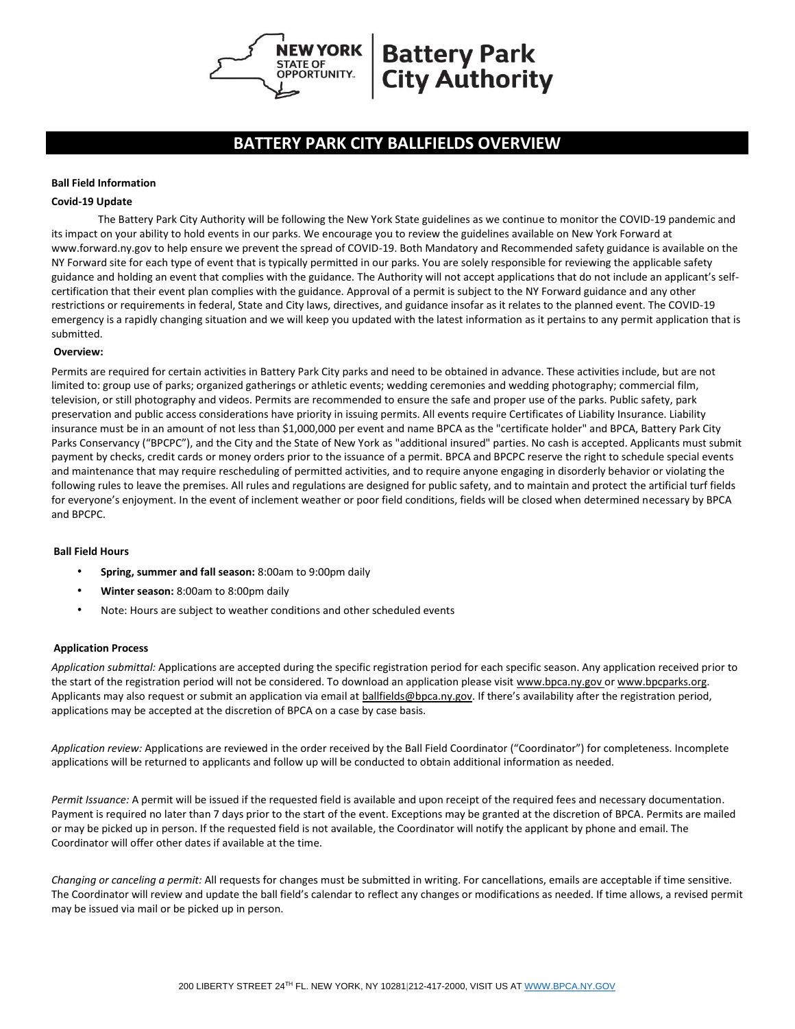# BATTERY PARK CITY BALLFIELDS OVERVIEW

**Ball Field Information**

**Covid-19 Update**

The Battery Park City Authority will be following the New York State guidelines as we continue to monitor the COVID-19 pandemic and its impact on your ability to hold events in our parks. We encourage you to review the guidelines available on New York Forward at www.forward.ny.gov to help ensure we prevent the spread of COVID-19. Both Mandatory and Recommended safety guidance is available on the NY Forward site for each type of event that is typically permitted in our parks. You are solely responsible for reviewing the applicable safety guidance and holding an event that complies with the guidance. The Authority will not accept applications that do not include an applicant's self-certification that their event plan complies with the guidance. Approval of a permit is subject to the NY Forward guidance and any other restrictions or requirements in federal, State and City laws, directives, and guidance insofar as it relates to the planned event. The COVID-19 emergency is a rapidly changing situation and we will keep you updated with the latest information as it pertains to any permit application that is submitted.

**Overview:**

Permits are required for certain activities in Battery Park City parks and need to be obtained in advance. These activities include, but are not limited to: group use of parks; organized gatherings or athletic events; wedding ceremonies and wedding photography; commercial film, television, or still photography and videos. Permits are recommended to ensure the safe and proper use of the parks. Public safety, park preservation and public access considerations have priority in issuing permits. All events require Certificates of Liability Insurance. Liability insurance must be in an amount of not less than $1,000,000 per event and name BPCA as the "certificate holder" and BPCA, Battery Park City Parks Conservancy ("BPCPC"), and the City and the State of New York as "additional insured" parties. No cash is accepted. Applicants must submit payment by checks, credit cards or money orders prior to the issuance of a permit. BPCA and BPCPC reserve the right to schedule special events and maintenance that may require rescheduling of permitted activities, and to require anyone engaging in disorderly behavior or violating the following rules to leave the premises. All rules and regulations are designed for public safety, and to maintain and protect the artificial turf fields for everyone's enjoyment. In the event of inclement weather or poor field conditions, fields will be closed when determined necessary by BPCA and BPCPC.

**Ball Field Hours**

- **Spring, summer and fall season:** 8:00am to 9:00pm daily
- **Winter season:** 8:00am to 8:00pm daily
- Note: Hours are subject to weather conditions and other scheduled events

**Application Process**

*Application submittal:* Applications are accepted during the specific registration period for each specific season. Any application received prior to the start of the registration period will not be considered. To download an application please visit www.bpca.ny.gov or www.bpcparks.org. Applicants may also request or submit an application via email at ballfields@bpca.ny.gov. If there's availability after the registration period, applications may be accepted at the discretion of BPCA on a case by case basis.

*Application review:* Applications are reviewed in the order received by the Ball Field Coordinator ("Coordinator") for completeness. Incomplete applications will be returned to applicants and follow up will be conducted to obtain additional information as needed.

*Permit Issuance:* A permit will be issued if the requested field is available and upon receipt of the required fees and necessary documentation. Payment is required no later than 7 days prior to the start of the event. Exceptions may be granted at the discretion of BPCA. Permits are mailed or may be picked up in person. If the requested field is not available, the Coordinator will notify the applicant by phone and email. The Coordinator will offer other dates if available at the time.

*Changing or canceling a permit:* All requests for changes must be submitted in writing. For cancellations, emails are acceptable if time sensitive. The Coordinator will review and update the ball field's calendar to reflect any changes or modifications as needed. If time allows, a revised permit may be issued via mail or be picked up in person.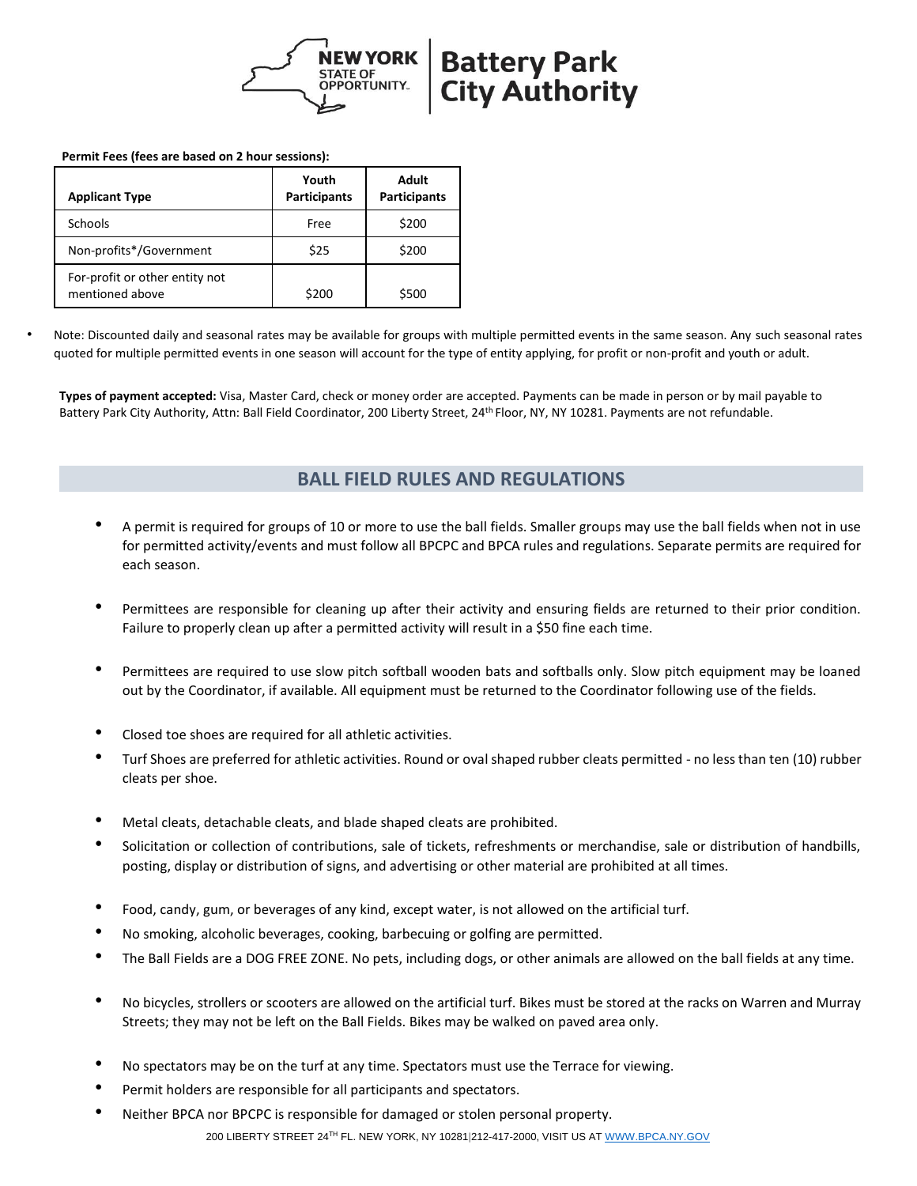**Permit Fees (fees are based on 2 hour sessions):**

| Applicant Type | Youth Participants | Adult Participants |
|---|---|---|
| Schools | Free | $200 |
| Non-profits*/Government | $25 | $200 |
| For-profit or other entity not mentioned above | $200 | $500 |

- Note: Discounted daily and seasonal rates may be available for groups with multiple permitted events in the same season. Any such seasonal rates quoted for multiple permitted events in one season will account for the type of entity applying, for profit or non-profit and youth or adult.

**Types of payment accepted:** Visa, Master Card, check or money order are accepted. Payments can be made in person or by mail payable to Battery Park City Authority, Attn: Ball Field Coordinator, 200 Liberty Street, 24th Floor, NY, NY 10281. Payments are not refundable.

## BALL FIELD RULES AND REGULATIONS

- A permit is required for groups of 10 or more to use the ball fields. Smaller groups may use the ball fields when not in use for permitted activity/events and must follow all BPCPC and BPCA rules and regulations. Separate permits are required for each season.
- Permittees are responsible for cleaning up after their activity and ensuring fields are returned to their prior condition. Failure to properly clean up after a permitted activity will result in a $50 fine each time.
- Permittees are required to use slow pitch softball wooden bats and softballs only. Slow pitch equipment may be loaned out by the Coordinator, if available. All equipment must be returned to the Coordinator following use of the fields.
- Closed toe shoes are required for all athletic activities.
- Turf Shoes are preferred for athletic activities. Round or oval shaped rubber cleats permitted - no less than ten (10) rubber cleats per shoe.
- Metal cleats, detachable cleats, and blade shaped cleats are prohibited.
- Solicitation or collection of contributions, sale of tickets, refreshments or merchandise, sale or distribution of handbills, posting, display or distribution of signs, and advertising or other material are prohibited at all times.
- Food, candy, gum, or beverages of any kind, except water, is not allowed on the artificial turf.
- No smoking, alcoholic beverages, cooking, barbecuing or golfing are permitted.
- The Ball Fields are a DOG FREE ZONE. No pets, including dogs, or other animals are allowed on the ball fields at any time.
- No bicycles, strollers or scooters are allowed on the artificial turf. Bikes must be stored at the racks on Warren and Murray Streets; they may not be left on the Ball Fields. Bikes may be walked on paved area only.
- No spectators may be on the turf at any time. Spectators must use the Terrace for viewing.
- Permit holders are responsible for all participants and spectators.
- Neither BPCA nor BPCPC is responsible for damaged or stolen personal property.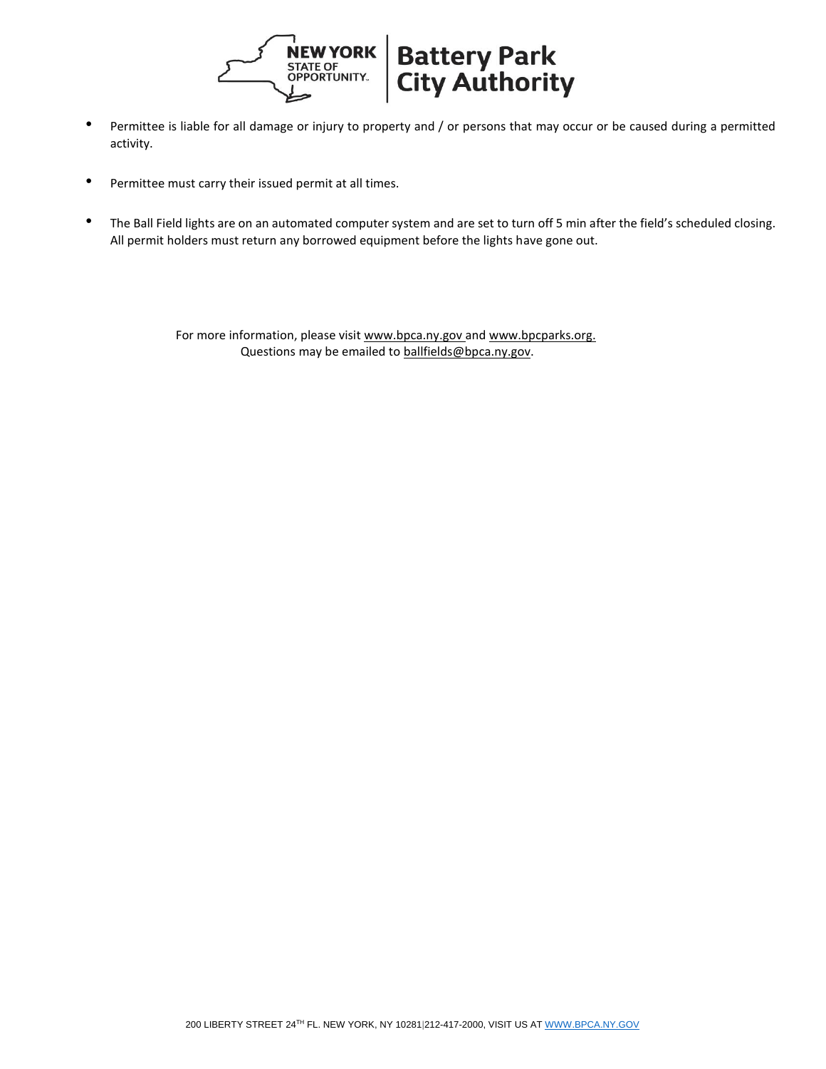- Permittee is liable for all damage or injury to property and / or persons that may occur or be caused during a permitted activity.

- Permittee must carry their issued permit at all times.

- The Ball Field lights are on an automated computer system and are set to turn off 5 min after the field's scheduled closing. All permit holders must return any borrowed equipment before the lights have gone out.

For more information, please visit www.bpca.ny.gov and www.bpcparks.org.
Questions may be emailed to ballfields@bpca.ny.gov.